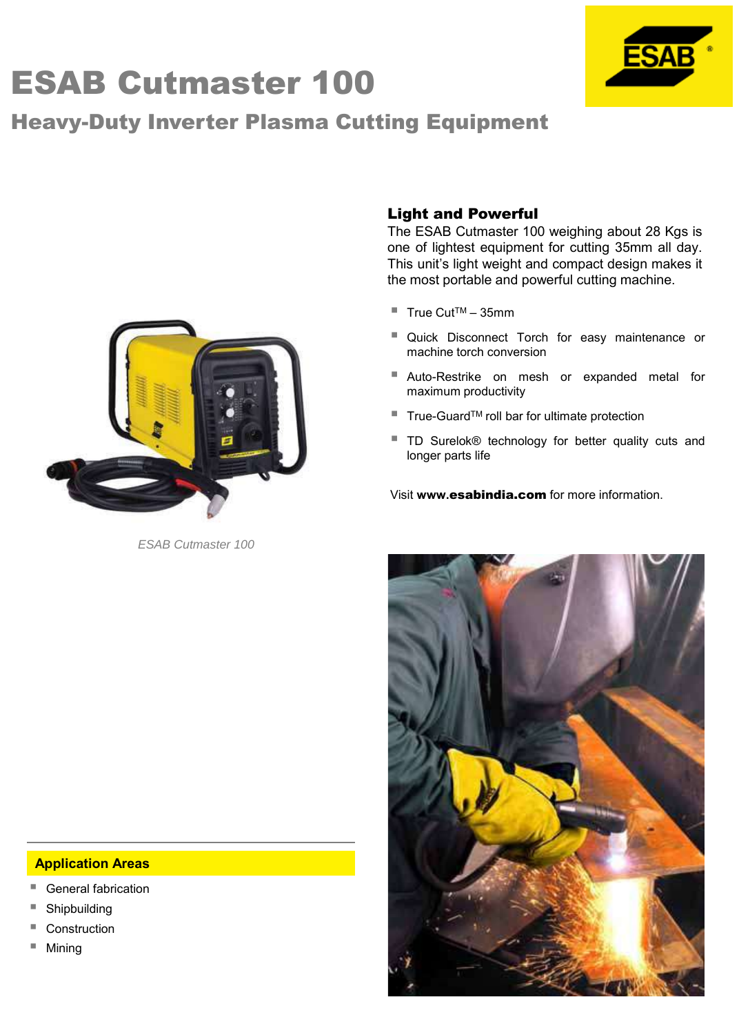# ESAB Cutmaster 100

## Heavy-Duty Inverter Plasma Cutting Equipment

ESAB Cutmaster 100

### Light and Powerful

The ESAB Cutmaster 100 weighing about 28 Kgs is one of lightest equipment for cutting 35mm all day. This unit's light weight and compact design makes it the most portable and powerful cutting machine.

- True Cut™ – 35mm
- Quick Disconnect Torch for easy maintenance or machine torch conversion
- Auto-Restrike on mesh or expanded metal for maximum productivity
- True-Guard™ roll bar for ultimate protection
- TD Surelok® technology for better quality cuts and longer parts life

Visit **www.esabindia.com** for more information.

### Application Areas

- General fabrication
- Shipbuilding
- Construction
- Mining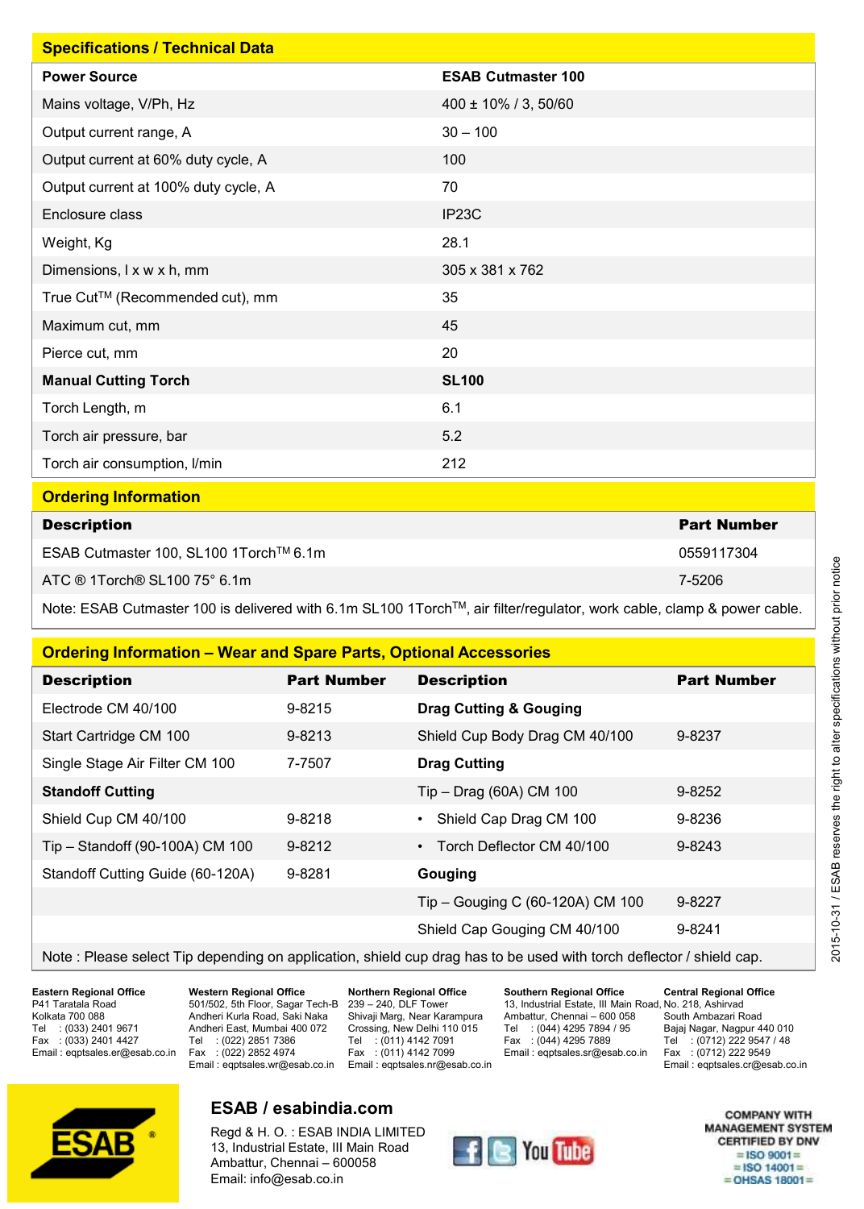## Specifications / Technical Data

| | |
|---|---|
| **Power Source** | **ESAB Cutmaster 100** |
| Mains voltage, V/Ph, Hz | 400 ± 10% / 3, 50/60 |
| Output current range, A | 30 – 100 |
| Output current at 60% duty cycle, A | 100 |
| Output current at 100% duty cycle, A | 70 |
| Enclosure class | IP23C |
| Weight, Kg | 28.1 |
| Dimensions, l x w x h, mm | 305 x 381 x 762 |
| True Cut™ (Recommended cut), mm | 35 |
| Maximum cut, mm | 45 |
| Pierce cut, mm | 20 |
| **Manual Cutting Torch** | **SL100** |
| Torch Length, m | 6.1 |
| Torch air pressure, bar | 5.2 |
| Torch air consumption, l/min | 212 |

## Ordering Information

| Description | Part Number |
|---|---|
| ESAB Cutmaster 100, SL100 1Torch™ 6.1m | 0559117304 |
| ATC ® 1Torch® SL100 75° 6.1m | 7-5206 |

Note: ESAB Cutmaster 100 is delivered with 6.1m SL100 1Torch™, air filter/regulator, work cable, clamp & power cable.

## Ordering Information – Wear and Spare Parts, Optional Accessories

| Description | Part Number | Description | Part Number |
|---|---|---|---|
| Electrode CM 40/100 | 9-8215 | **Drag Cutting & Gouging** | |
| Start Cartridge CM 100 | 9-8213 | Shield Cup Body Drag CM 40/100 | 9-8237 |
| Single Stage Air Filter CM 100 | 7-7507 | **Drag Cutting** | |
| **Standoff Cutting** | | Tip – Drag (60A) CM 100 | 9-8252 |
| Shield Cup CM 40/100 | 9-8218 | • Shield Cap Drag CM 100 | 9-8236 |
| Tip – Standoff (90-100A) CM 100 | 9-8212 | • Torch Deflector CM 40/100 | 9-8243 |
| Standoff Cutting Guide (60-120A) | 9-8281 | **Gouging** | |
| | | Tip – Gouging C (60-120A) CM 100 | 9-8227 |
| | | Shield Cap Gouging CM 40/100 | 9-8241 |

Note : Please select Tip depending on application, shield cup drag has to be used with torch deflector / shield cap.

2015-10-31 / ESAB reserves the right to alter specifications without prior notice

**Eastern Regional Office**
P41 Taratala Road
Kolkata 700 088
Tel : (033) 2401 9671
Fax : (033) 2401 4427
Email : eqptsales.er@esab.co.in

**Western Regional Office**
501/502, 5th Floor, Sagar Tech-B
Andheri Kurla Road, Saki Naka
Andheri East, Mumbai 400 072
Tel : (022) 2851 7386
Fax : (022) 2852 4974
Email : eqptsales.wr@esab.co.in

**Northern Regional Office**
239 – 240, DLF Tower
Shivaji Marg, Near Karampura
Crossing, New Delhi 110 015
Tel : (011) 4142 7091
Fax : (011) 4142 7099
Email : eqptsales.nr@esab.co.in

**Southern Regional Office**
13, Industrial Estate, III Main Road,
Ambattur, Chennai – 600 058
Tel : (044) 4295 7894 / 95
Fax : (044) 4295 7889
Email : eqptsales.sr@esab.co.in

**Central Regional Office**
No. 218, Ashirvad
South Ambazari Road
Bajaj Nagar, Nagpur 440 010
Tel : (0712) 222 9547 / 48
Fax : (0712) 222 9549
Email : eqptsales.cr@esab.co.in

**ESAB / esabindia.com**

Regd & H. O. : ESAB INDIA LIMITED
13, Industrial Estate, III Main Road
Ambattur, Chennai – 600058
Email: info@esab.co.in

COMPANY WITH MANAGEMENT SYSTEM CERTIFIED BY DNV
= ISO 9001 =
= ISO 14001 =
= OHSAS 18001 =